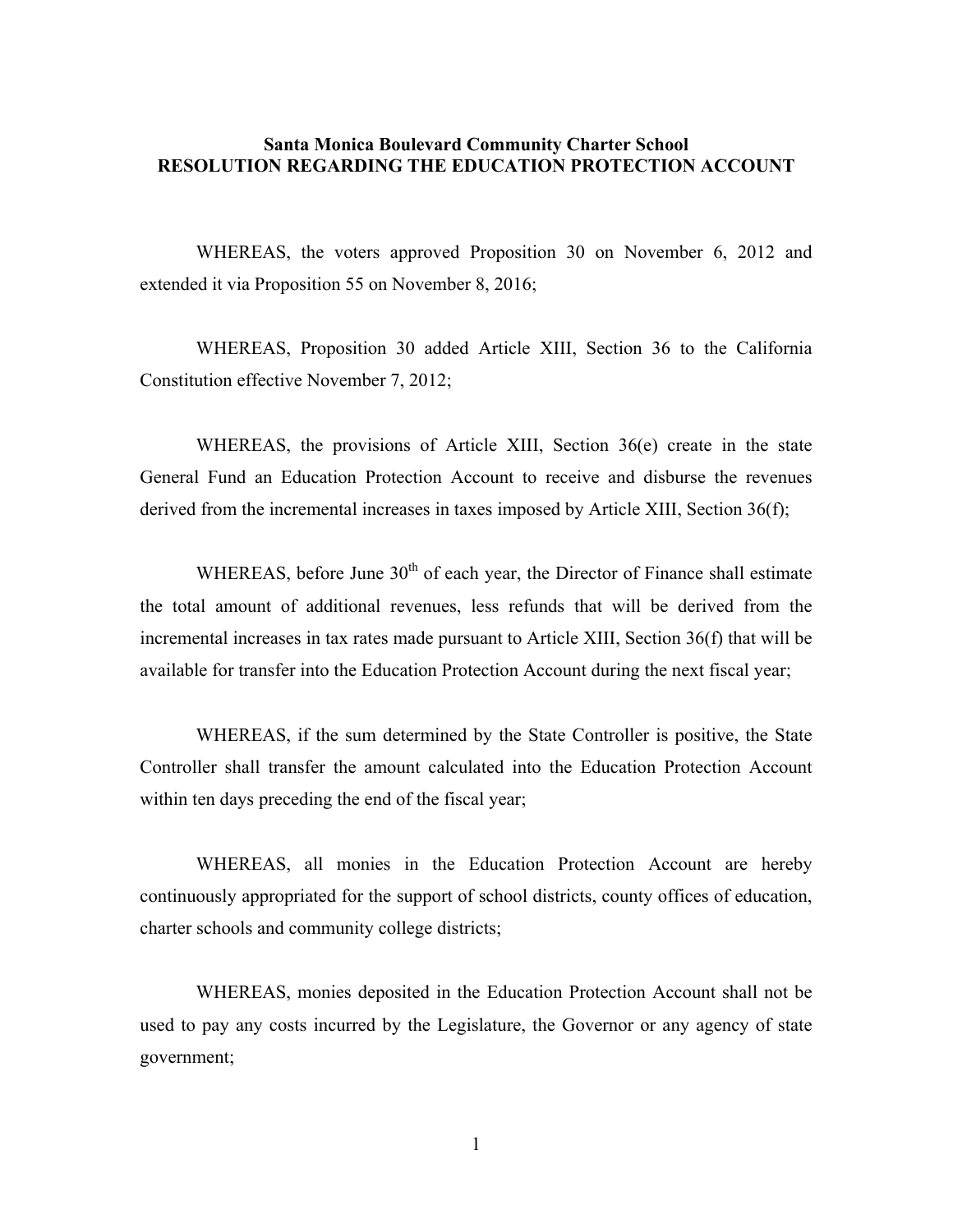**Santa Monica Boulevard Community Charter School**
**RESOLUTION REGARDING THE EDUCATION PROTECTION ACCOUNT**

WHEREAS, the voters approved Proposition 30 on November 6, 2012 and extended it via Proposition 55 on November 8, 2016;

WHEREAS, Proposition 30 added Article XIII, Section 36 to the California Constitution effective November 7, 2012;

WHEREAS, the provisions of Article XIII, Section 36(e) create in the state General Fund an Education Protection Account to receive and disburse the revenues derived from the incremental increases in taxes imposed by Article XIII, Section 36(f);

WHEREAS, before June 30th of each year, the Director of Finance shall estimate the total amount of additional revenues, less refunds that will be derived from the incremental increases in tax rates made pursuant to Article XIII, Section 36(f) that will be available for transfer into the Education Protection Account during the next fiscal year;

WHEREAS, if the sum determined by the State Controller is positive, the State Controller shall transfer the amount calculated into the Education Protection Account within ten days preceding the end of the fiscal year;

WHEREAS, all monies in the Education Protection Account are hereby continuously appropriated for the support of school districts, county offices of education, charter schools and community college districts;

WHEREAS, monies deposited in the Education Protection Account shall not be used to pay any costs incurred by the Legislature, the Governor or any agency of state government;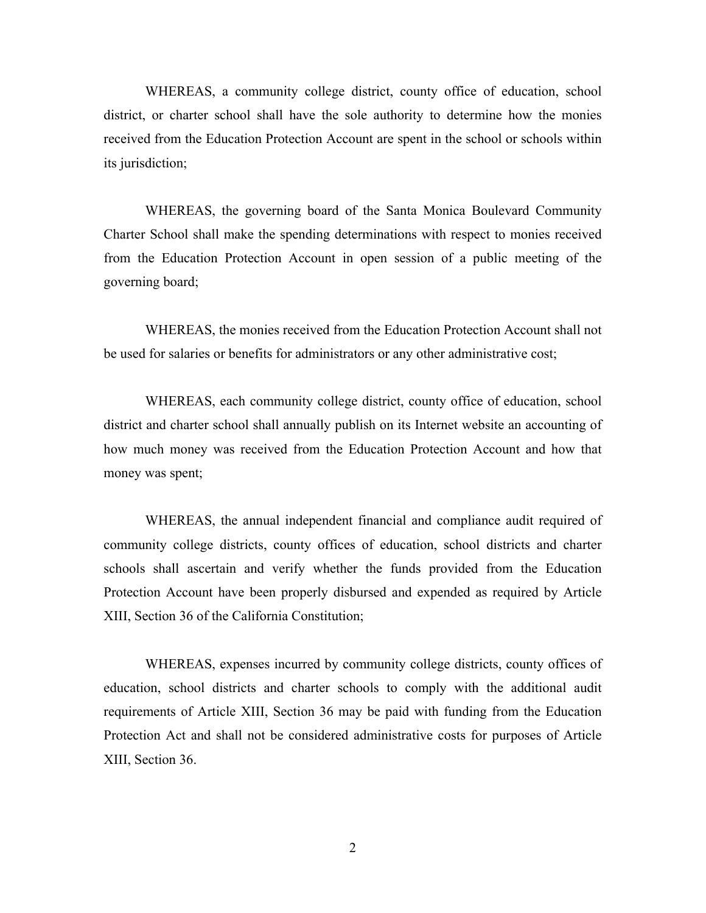WHEREAS, a community college district, county office of education, school district, or charter school shall have the sole authority to determine how the monies received from the Education Protection Account are spent in the school or schools within its jurisdiction;

WHEREAS, the governing board of the Santa Monica Boulevard Community Charter School shall make the spending determinations with respect to monies received from the Education Protection Account in open session of a public meeting of the governing board;

WHEREAS, the monies received from the Education Protection Account shall not be used for salaries or benefits for administrators or any other administrative cost;

WHEREAS, each community college district, county office of education, school district and charter school shall annually publish on its Internet website an accounting of how much money was received from the Education Protection Account and how that money was spent;

WHEREAS, the annual independent financial and compliance audit required of community college districts, county offices of education, school districts and charter schools shall ascertain and verify whether the funds provided from the Education Protection Account have been properly disbursed and expended as required by Article XIII, Section 36 of the California Constitution;

WHEREAS, expenses incurred by community college districts, county offices of education, school districts and charter schools to comply with the additional audit requirements of Article XIII, Section 36 may be paid with funding from the Education Protection Act and shall not be considered administrative costs for purposes of Article XIII, Section 36.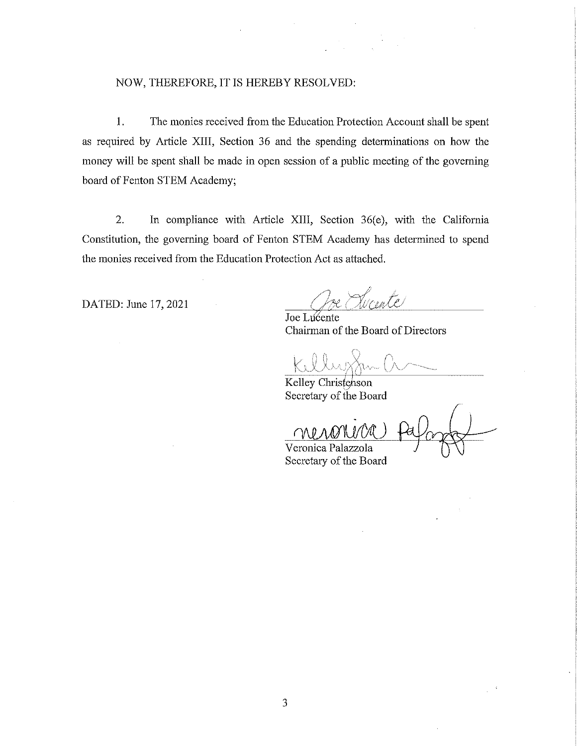NOW, THEREFORE, IT IS HEREBY RESOLVED:

1. The monies received from the Education Protection Account shall be spent as required by Article XIII, Section 36 and the spending determinations on how the money will be spent shall be made in open session of a public meeting of the governing board of Fenton STEM Academy;

2. In compliance with Article XIII, Section 36(e), with the California Constitution, the governing board of Fenton STEM Academy has determined to spend the monies received from the Education Protection Act as attached.

DATED: June 17, 2021

Joe Lucente
Chairman of the Board of Directors

Kelley Christenson
Secretary of the Board

Veronica Palazzola
Secretary of the Board